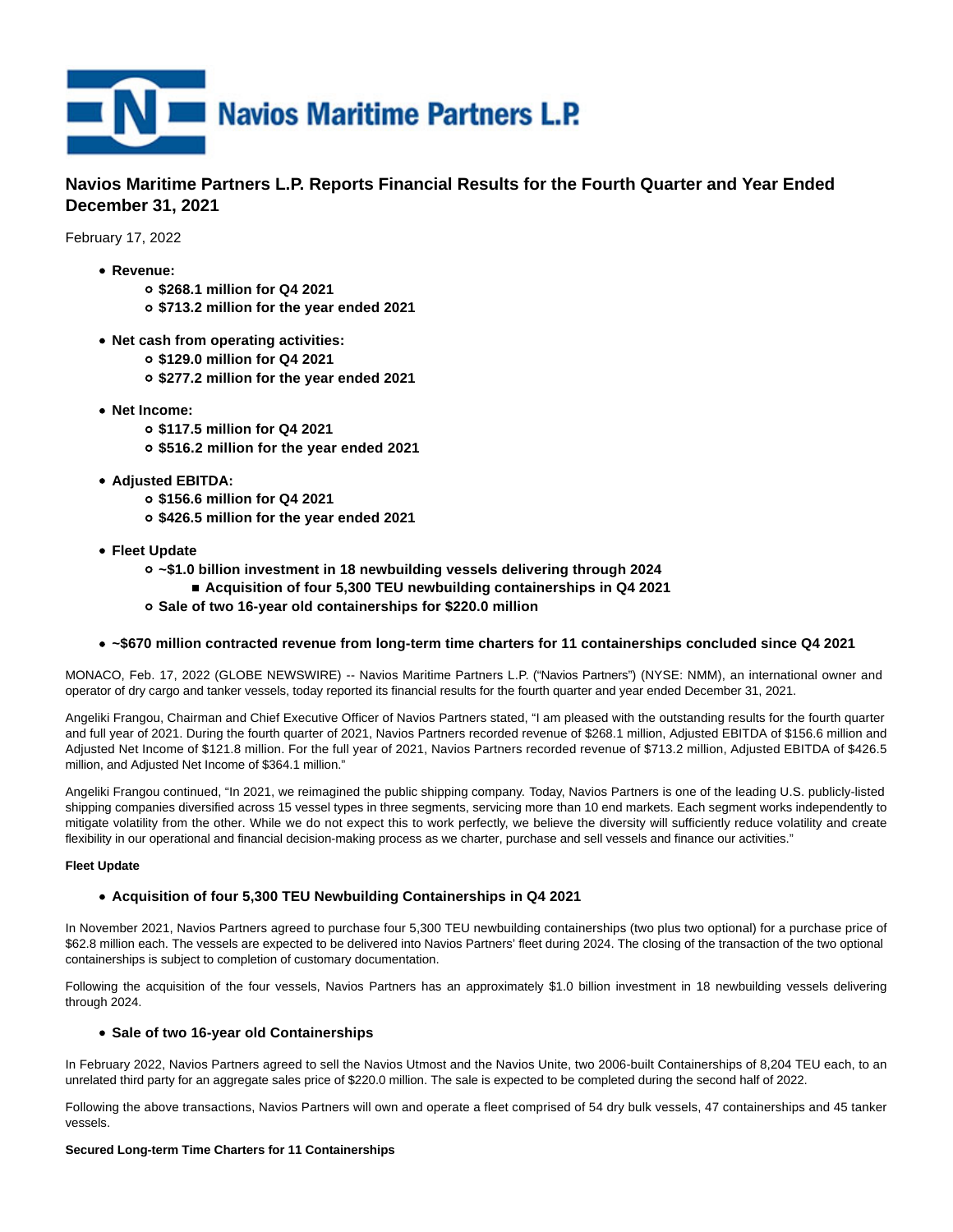Navios Maritime Partners L.P.

# Navios Maritime Partners L.P. Reports Financial Results for the Fourth Quarter and Year Ended December 31, 2021

February 17, 2022

- **Revenue:**
  - **$268.1 million for Q4 2021**
  - **$713.2 million for the year ended 2021**
- **Net cash from operating activities:**
  - **$129.0 million for Q4 2021**
  - **$277.2 million for the year ended 2021**
- **Net Income:**
  - **$117.5 million for Q4 2021**
  - **$516.2 million for the year ended 2021**
- **Adjusted EBITDA:**
  - **$156.6 million for Q4 2021**
  - **$426.5 million for the year ended 2021**
- **Fleet Update**
  - **~$1.0 billion investment in 18 newbuilding vessels delivering through 2024**
    - **Acquisition of four 5,300 TEU newbuilding containerships in Q4 2021**
  - **Sale of two 16-year old containerships for $220.0 million**
- **~$670 million contracted revenue from long-term time charters for 11 containerships concluded since Q4 2021**

MONACO, Feb. 17, 2022 (GLOBE NEWSWIRE) -- Navios Maritime Partners L.P. ("Navios Partners") (NYSE: NMM), an international owner and operator of dry cargo and tanker vessels, today reported its financial results for the fourth quarter and year ended December 31, 2021.

Angeliki Frangou, Chairman and Chief Executive Officer of Navios Partners stated, "I am pleased with the outstanding results for the fourth quarter and full year of 2021. During the fourth quarter of 2021, Navios Partners recorded revenue of $268.1 million, Adjusted EBITDA of $156.6 million and Adjusted Net Income of $121.8 million. For the full year of 2021, Navios Partners recorded revenue of $713.2 million, Adjusted EBITDA of $426.5 million, and Adjusted Net Income of $364.1 million."

Angeliki Frangou continued, "In 2021, we reimagined the public shipping company. Today, Navios Partners is one of the leading U.S. publicly-listed shipping companies diversified across 15 vessel types in three segments, servicing more than 10 end markets. Each segment works independently to mitigate volatility from the other. While we do not expect this to work perfectly, we believe the diversity will sufficiently reduce volatility and create flexibility in our operational and financial decision-making process as we charter, purchase and sell vessels and finance our activities."

**Fleet Update**

- **Acquisition of four 5,300 TEU Newbuilding Containerships in Q4 2021**

In November 2021, Navios Partners agreed to purchase four 5,300 TEU newbuilding containerships (two plus two optional) for a purchase price of $62.8 million each. The vessels are expected to be delivered into Navios Partners' fleet during 2024. The closing of the transaction of the two optional containerships is subject to completion of customary documentation.

Following the acquisition of the four vessels, Navios Partners has an approximately $1.0 billion investment in 18 newbuilding vessels delivering through 2024.

- **Sale of two 16-year old Containerships**

In February 2022, Navios Partners agreed to sell the Navios Utmost and the Navios Unite, two 2006-built Containerships of 8,204 TEU each, to an unrelated third party for an aggregate sales price of $220.0 million. The sale is expected to be completed during the second half of 2022.

Following the above transactions, Navios Partners will own and operate a fleet comprised of 54 dry bulk vessels, 47 containerships and 45 tanker vessels.

**Secured Long-term Time Charters for 11 Containerships**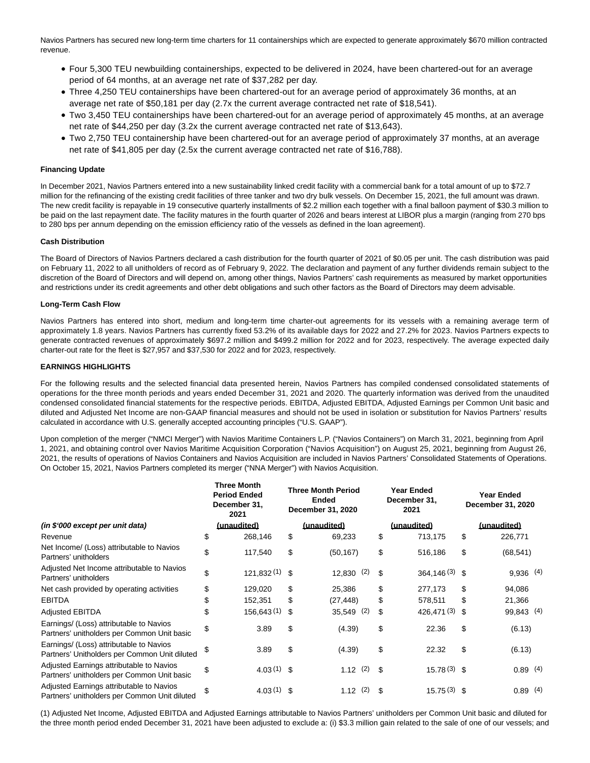Navios Partners has secured new long-term time charters for 11 containerships which are expected to generate approximately $670 million contracted revenue.

- Four 5,300 TEU newbuilding containerships, expected to be delivered in 2024, have been chartered-out for an average period of 64 months, at an average net rate of $37,282 per day.
- Three 4,250 TEU containerships have been chartered-out for an average period of approximately 36 months, at an average net rate of $50,181 per day (2.7x the current average contracted net rate of $18,541).
- Two 3,450 TEU containerships have been chartered-out for an average period of approximately 45 months, at an average net rate of $44,250 per day (3.2x the current average contracted net rate of $13,643).
- Two 2,750 TEU containership have been chartered-out for an average period of approximately 37 months, at an average net rate of $41,805 per day (2.5x the current average contracted net rate of $16,788).

**Financing Update**

In December 2021, Navios Partners entered into a new sustainability linked credit facility with a commercial bank for a total amount of up to $72.7 million for the refinancing of the existing credit facilities of three tanker and two dry bulk vessels. On December 15, 2021, the full amount was drawn. The new credit facility is repayable in 19 consecutive quarterly installments of $2.2 million each together with a final balloon payment of $30.3 million to be paid on the last repayment date. The facility matures in the fourth quarter of 2026 and bears interest at LIBOR plus a margin (ranging from 270 bps to 280 bps per annum depending on the emission efficiency ratio of the vessels as defined in the loan agreement).

**Cash Distribution**

The Board of Directors of Navios Partners declared a cash distribution for the fourth quarter of 2021 of $0.05 per unit. The cash distribution was paid on February 11, 2022 to all unitholders of record as of February 9, 2022. The declaration and payment of any further dividends remain subject to the discretion of the Board of Directors and will depend on, among other things, Navios Partners' cash requirements as measured by market opportunities and restrictions under its credit agreements and other debt obligations and such other factors as the Board of Directors may deem advisable.

**Long-Term Cash Flow**

Navios Partners has entered into short, medium and long-term time charter-out agreements for its vessels with a remaining average term of approximately 1.8 years. Navios Partners has currently fixed 53.2% of its available days for 2022 and 27.2% for 2023. Navios Partners expects to generate contracted revenues of approximately $697.2 million and $499.2 million for 2022 and for 2023, respectively. The average expected daily charter-out rate for the fleet is $27,957 and $37,530 for 2022 and for 2023, respectively.

**EARNINGS HIGHLIGHTS**

For the following results and the selected financial data presented herein, Navios Partners has compiled condensed consolidated statements of operations for the three month periods and years ended December 31, 2021 and 2020. The quarterly information was derived from the unaudited condensed consolidated financial statements for the respective periods. EBITDA, Adjusted EBITDA, Adjusted Earnings per Common Unit basic and diluted and Adjusted Net Income are non-GAAP financial measures and should not be used in isolation or substitution for Navios Partners' results calculated in accordance with U.S. generally accepted accounting principles ("U.S. GAAP").

Upon completion of the merger ("NMCI Merger") with Navios Maritime Containers L.P. ("Navios Containers") on March 31, 2021, beginning from April 1, 2021, and obtaining control over Navios Maritime Acquisition Corporation ("Navios Acquisition") on August 25, 2021, beginning from August 26, 2021, the results of operations of Navios Containers and Navios Acquisition are included in Navios Partners' Consolidated Statements of Operations. On October 15, 2021, Navios Partners completed its merger ("NNA Merger") with Navios Acquisition.

| *(in $'000 except per unit data)* | Three Month Period Ended December 31, 2021 (unaudited) | Three Month Period Ended December 31, 2020 (unaudited) | Year Ended December 31, 2021 (unaudited) | Year Ended December 31, 2020 (unaudited) |
|---|---|---|---|---|
| Revenue | $ 268,146 | $ 69,233 | $ 713,175 | $ 226,771 |
| Net Income/ (Loss) attributable to Navios Partners' unitholders | $ 117,540 | $ (50,167) | $ 516,186 | $ (68,541) |
| Adjusted Net Income attributable to Navios Partners' unitholders | $ 121,832 (1) | $ 12,830 (2) | $ 364,146 (3) | $ 9,936 (4) |
| Net cash provided by operating activities | $ 129,020 | $ 25,386 | $ 277,173 | $ 94,086 |
| EBITDA | $ 152,351 | $ (27,448) | $ 578,511 | $ 21,366 |
| Adjusted EBITDA | $ 156,643 (1) | $ 35,549 (2) | $ 426,471 (3) | $ 99,843 (4) |
| Earnings/ (Loss) attributable to Navios Partners' unitholders per Common Unit basic | $ 3.89 | $ (4.39) | $ 22.36 | $ (6.13) |
| Earnings/ (Loss) attributable to Navios Partners' Unitholders per Common Unit diluted | $ 3.89 | $ (4.39) | $ 22.32 | $ (6.13) |
| Adjusted Earnings attributable to Navios Partners' unitholders per Common Unit basic | $ 4.03 (1) | $ 1.12 (2) | $ 15.78 (3) | $ 0.89 (4) |
| Adjusted Earnings attributable to Navios Partners' unitholders per Common Unit diluted | $ 4.03 (1) | $ 1.12 (2) | $ 15.75 (3) | $ 0.89 (4) |

(1) Adjusted Net Income, Adjusted EBITDA and Adjusted Earnings attributable to Navios Partners' unitholders per Common Unit basic and diluted for the three month period ended December 31, 2021 have been adjusted to exclude a: (i) $3.3 million gain related to the sale of one of our vessels; and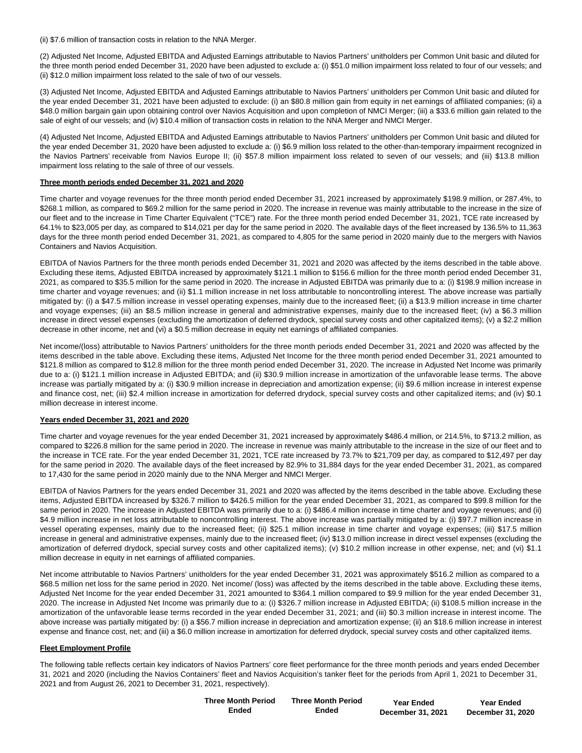(ii) $7.6 million of transaction costs in relation to the NNA Merger.

(2) Adjusted Net Income, Adjusted EBITDA and Adjusted Earnings attributable to Navios Partners' unitholders per Common Unit basic and diluted for the three month period ended December 31, 2020 have been adjusted to exclude a: (i) $51.0 million impairment loss related to four of our vessels; and (ii) $12.0 million impairment loss related to the sale of two of our vessels.

(3) Adjusted Net Income, Adjusted EBITDA and Adjusted Earnings attributable to Navios Partners' unitholders per Common Unit basic and diluted for the year ended December 31, 2021 have been adjusted to exclude: (i) an $80.8 million gain from equity in net earnings of affiliated companies; (ii) a $48.0 million bargain gain upon obtaining control over Navios Acquisition and upon completion of NMCI Merger; (iii) a $33.6 million gain related to the sale of eight of our vessels; and (iv) $10.4 million of transaction costs in relation to the NNA Merger and NMCI Merger.

(4) Adjusted Net Income, Adjusted EBITDA and Adjusted Earnings attributable to Navios Partners' unitholders per Common Unit basic and diluted for the year ended December 31, 2020 have been adjusted to exclude a: (i) $6.9 million loss related to the other-than-temporary impairment recognized in the Navios Partners' receivable from Navios Europe II; (ii) $57.8 million impairment loss related to seven of our vessels; and (iii) $13.8 million impairment loss relating to the sale of three of our vessels.

**Three month periods ended December 31, 2021 and 2020**

Time charter and voyage revenues for the three month period ended December 31, 2021 increased by approximately $198.9 million, or 287.4%, to $268.1 million, as compared to $69.2 million for the same period in 2020. The increase in revenue was mainly attributable to the increase in the size of our fleet and to the increase in Time Charter Equivalent ("TCE") rate. For the three month period ended December 31, 2021, TCE rate increased by 64.1% to $23,005 per day, as compared to $14,021 per day for the same period in 2020. The available days of the fleet increased by 136.5% to 11,363 days for the three month period ended December 31, 2021, as compared to 4,805 for the same period in 2020 mainly due to the mergers with Navios Containers and Navios Acquisition.

EBITDA of Navios Partners for the three month periods ended December 31, 2021 and 2020 was affected by the items described in the table above. Excluding these items, Adjusted EBITDA increased by approximately $121.1 million to $156.6 million for the three month period ended December 31, 2021, as compared to $35.5 million for the same period in 2020. The increase in Adjusted EBITDA was primarily due to a: (i) $198.9 million increase in time charter and voyage revenues; and (ii) $1.1 million increase in net loss attributable to noncontrolling interest. The above increase was partially mitigated by: (i) a $47.5 million increase in vessel operating expenses, mainly due to the increased fleet; (ii) a $13.9 million increase in time charter and voyage expenses; (iii) an $8.5 million increase in general and administrative expenses, mainly due to the increased fleet; (iv) a $6.3 million increase in direct vessel expenses (excluding the amortization of deferred drydock, special survey costs and other capitalized items); (v) a $2.2 million decrease in other income, net and (vi) a $0.5 million decrease in equity net earnings of affiliated companies.

Net income/(loss) attributable to Navios Partners' unitholders for the three month periods ended December 31, 2021 and 2020 was affected by the items described in the table above. Excluding these items, Adjusted Net Income for the three month period ended December 31, 2021 amounted to $121.8 million as compared to $12.8 million for the three month period ended December 31, 2020. The increase in Adjusted Net Income was primarily due to a: (i) $121.1 million increase in Adjusted EBITDA; and (ii) $30.9 million increase in amortization of the unfavorable lease terms. The above increase was partially mitigated by a: (i) $30.9 million increase in depreciation and amortization expense; (ii) $9.6 million increase in interest expense and finance cost, net; (iii) $2.4 million increase in amortization for deferred drydock, special survey costs and other capitalized items; and (iv) $0.1 million decrease in interest income.

**Years ended December 31, 2021 and 2020**

Time charter and voyage revenues for the year ended December 31, 2021 increased by approximately $486.4 million, or 214.5%, to $713.2 million, as compared to $226.8 million for the same period in 2020. The increase in revenue was mainly attributable to the increase in the size of our fleet and to the increase in TCE rate. For the year ended December 31, 2021, TCE rate increased by 73.7% to $21,709 per day, as compared to $12,497 per day for the same period in 2020. The available days of the fleet increased by 82.9% to 31,884 days for the year ended December 31, 2021, as compared to 17,430 for the same period in 2020 mainly due to the NNA Merger and NMCI Merger.

EBITDA of Navios Partners for the years ended December 31, 2021 and 2020 was affected by the items described in the table above. Excluding these items, Adjusted EBITDA increased by $326.7 million to $426.5 million for the year ended December 31, 2021, as compared to $99.8 million for the same period in 2020. The increase in Adjusted EBITDA was primarily due to a: (i) $486.4 million increase in time charter and voyage revenues; and (ii) $4.9 million increase in net loss attributable to noncontrolling interest. The above increase was partially mitigated by a: (i) $97.7 million increase in vessel operating expenses, mainly due to the increased fleet; (ii) $25.1 million increase in time charter and voyage expenses; (iii) $17.5 million increase in general and administrative expenses, mainly due to the increased fleet; (iv) $13.0 million increase in direct vessel expenses (excluding the amortization of deferred drydock, special survey costs and other capitalized items); (v) $10.2 million increase in other expense, net; and (vi) $1.1 million decrease in equity in net earnings of affiliated companies.

Net income attributable to Navios Partners' unitholders for the year ended December 31, 2021 was approximately $516.2 million as compared to a $68.5 million net loss for the same period in 2020. Net income/ (loss) was affected by the items described in the table above. Excluding these items, Adjusted Net Income for the year ended December 31, 2021 amounted to $364.1 million compared to $9.9 million for the year ended December 31, 2020. The increase in Adjusted Net Income was primarily due to a: (i) $326.7 million increase in Adjusted EBITDA; (ii) $108.5 million increase in the amortization of the unfavorable lease terms recorded in the year ended December 31, 2021; and (iii) $0.3 million increase in interest income. The above increase was partially mitigated by: (i) a $56.7 million increase in depreciation and amortization expense; (ii) an $18.6 million increase in interest expense and finance cost, net; and (iii) a $6.0 million increase in amortization for deferred drydock, special survey costs and other capitalized items.

**Fleet Employment Profile**

The following table reflects certain key indicators of Navios Partners' core fleet performance for the three month periods and years ended December 31, 2021 and 2020 (including the Navios Containers' fleet and Navios Acquisition's tanker fleet for the periods from April 1, 2021 to December 31, 2021 and from August 26, 2021 to December 31, 2021, respectively).

| | Three Month Period Ended | Three Month Period Ended | Year Ended December 31, 2021 | Year Ended December 31, 2020 |
|---|---|---|---|---|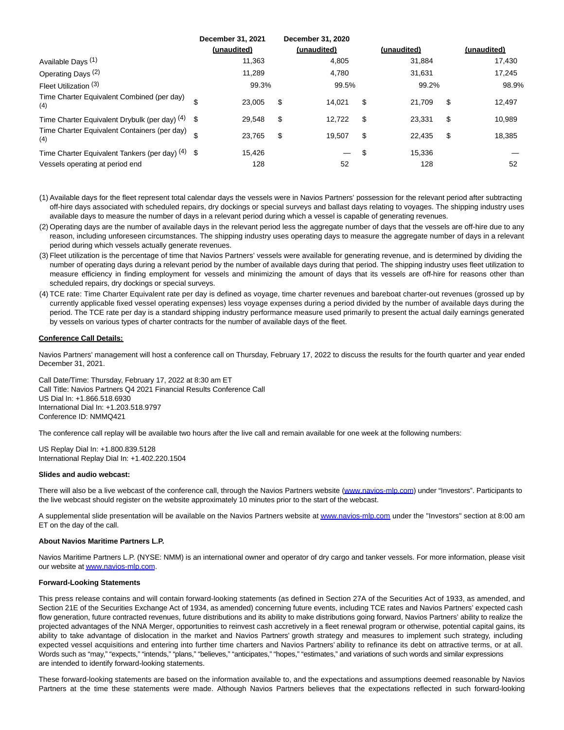| | December 31, 2021 (unaudited) | December 31, 2020 (unaudited) | (unaudited) | (unaudited) |
|---|---|---|---|---|
| Available Days (1) | 11,363 | 4,805 | 31,884 | 17,430 |
| Operating Days (2) | 11,289 | 4,780 | 31,631 | 17,245 |
| Fleet Utilization (3) | 99.3% | 99.5% | 99.2% | 98.9% |
| Time Charter Equivalent Combined (per day) (4) | $ 23,005 | $ 14,021 | $ 21,709 | $ 12,497 |
| Time Charter Equivalent Drybulk (per day) (4) | $ 29,548 | $ 12,722 | $ 23,331 | $ 10,989 |
| Time Charter Equivalent Containers (per day) (4) | $ 23,765 | $ 19,507 | $ 22,435 | $ 18,385 |
| Time Charter Equivalent Tankers (per day) (4) | $ 15,426 | — | $ 15,336 | — |
| Vessels operating at period end | 128 | 52 | 128 | 52 |

(1) Available days for the fleet represent total calendar days the vessels were in Navios Partners' possession for the relevant period after subtracting off-hire days associated with scheduled repairs, dry dockings or special surveys and ballast days relating to voyages. The shipping industry uses available days to measure the number of days in a relevant period during which a vessel is capable of generating revenues.

(2) Operating days are the number of available days in the relevant period less the aggregate number of days that the vessels are off-hire due to any reason, including unforeseen circumstances. The shipping industry uses operating days to measure the aggregate number of days in a relevant period during which vessels actually generate revenues.

(3) Fleet utilization is the percentage of time that Navios Partners' vessels were available for generating revenue, and is determined by dividing the number of operating days during a relevant period by the number of available days during that period. The shipping industry uses fleet utilization to measure efficiency in finding employment for vessels and minimizing the amount of days that its vessels are off-hire for reasons other than scheduled repairs, dry dockings or special surveys.

(4) TCE rate: Time Charter Equivalent rate per day is defined as voyage, time charter revenues and bareboat charter-out revenues (grossed up by currently applicable fixed vessel operating expenses) less voyage expenses during a period divided by the number of available days during the period. The TCE rate per day is a standard shipping industry performance measure used primarily to present the actual daily earnings generated by vessels on various types of charter contracts for the number of available days of the fleet.

**Conference Call Details:**

Navios Partners' management will host a conference call on Thursday, February 17, 2022 to discuss the results for the fourth quarter and year ended December 31, 2021.

Call Date/Time: Thursday, February 17, 2022 at 8:30 am ET
Call Title: Navios Partners Q4 2021 Financial Results Conference Call
US Dial In: +1.866.518.6930
International Dial In: +1.203.518.9797
Conference ID: NMMQ421

The conference call replay will be available two hours after the live call and remain available for one week at the following numbers:

US Replay Dial In: +1.800.839.5128
International Replay Dial In: +1.402.220.1504

**Slides and audio webcast:**

There will also be a live webcast of the conference call, through the Navios Partners website (www.navios-mlp.com) under "Investors". Participants to the live webcast should register on the website approximately 10 minutes prior to the start of the webcast.

A supplemental slide presentation will be available on the Navios Partners website at www.navios-mlp.com under the "Investors" section at 8:00 am ET on the day of the call.

**About Navios Maritime Partners L.P.**

Navios Maritime Partners L.P. (NYSE: NMM) is an international owner and operator of dry cargo and tanker vessels. For more information, please visit our website at www.navios-mlp.com.

**Forward-Looking Statements**

This press release contains and will contain forward-looking statements (as defined in Section 27A of the Securities Act of 1933, as amended, and Section 21E of the Securities Exchange Act of 1934, as amended) concerning future events, including TCE rates and Navios Partners' expected cash flow generation, future contracted revenues, future distributions and its ability to make distributions going forward, Navios Partners' ability to realize the projected advantages of the NNA Merger, opportunities to reinvest cash accretively in a fleet renewal program or otherwise, potential capital gains, its ability to take advantage of dislocation in the market and Navios Partners' growth strategy and measures to implement such strategy, including expected vessel acquisitions and entering into further time charters and Navios Partners' ability to refinance its debt on attractive terms, or at all. Words such as "may," "expects," "intends," "plans," "believes," "anticipates," "hopes," "estimates," and variations of such words and similar expressions are intended to identify forward-looking statements.

These forward-looking statements are based on the information available to, and the expectations and assumptions deemed reasonable by Navios Partners at the time these statements were made. Although Navios Partners believes that the expectations reflected in such forward-looking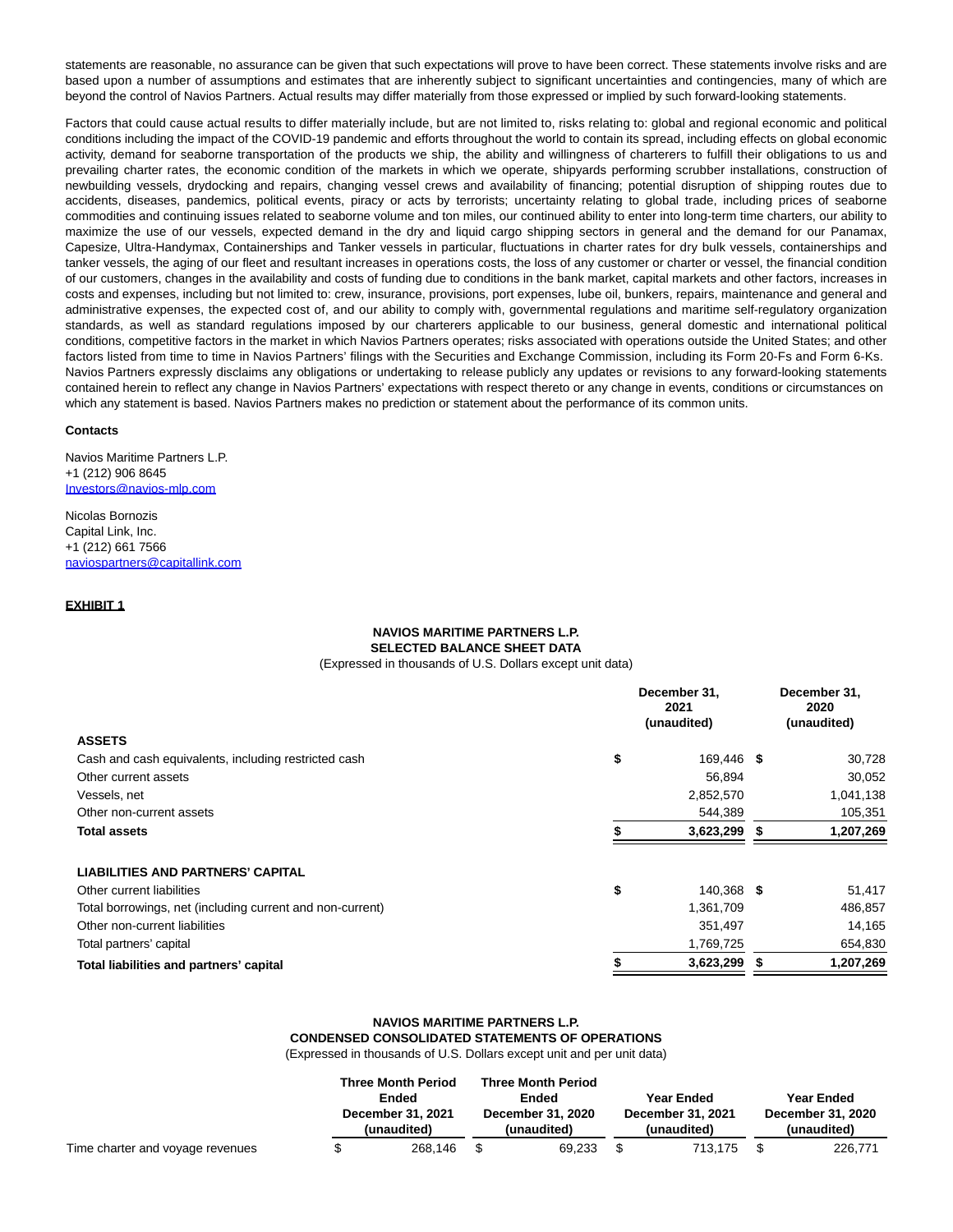statements are reasonable, no assurance can be given that such expectations will prove to have been correct. These statements involve risks and are based upon a number of assumptions and estimates that are inherently subject to significant uncertainties and contingencies, many of which are beyond the control of Navios Partners. Actual results may differ materially from those expressed or implied by such forward-looking statements.

Factors that could cause actual results to differ materially include, but are not limited to, risks relating to: global and regional economic and political conditions including the impact of the COVID-19 pandemic and efforts throughout the world to contain its spread, including effects on global economic activity, demand for seaborne transportation of the products we ship, the ability and willingness of charterers to fulfill their obligations to us and prevailing charter rates, the economic condition of the markets in which we operate, shipyards performing scrubber installations, construction of newbuilding vessels, drydocking and repairs, changing vessel crews and availability of financing; potential disruption of shipping routes due to accidents, diseases, pandemics, political events, piracy or acts by terrorists; uncertainty relating to global trade, including prices of seaborne commodities and continuing issues related to seaborne volume and ton miles, our continued ability to enter into long-term time charters, our ability to maximize the use of our vessels, expected demand in the dry and liquid cargo shipping sectors in general and the demand for our Panamax, Capesize, Ultra-Handymax, Containerships and Tanker vessels in particular, fluctuations in charter rates for dry bulk vessels, containerships and tanker vessels, the aging of our fleet and resultant increases in operations costs, the loss of any customer or charter or vessel, the financial condition of our customers, changes in the availability and costs of funding due to conditions in the bank market, capital markets and other factors, increases in costs and expenses, including but not limited to: crew, insurance, provisions, port expenses, lube oil, bunkers, repairs, maintenance and general and administrative expenses, the expected cost of, and our ability to comply with, governmental regulations and maritime self-regulatory organization standards, as well as standard regulations imposed by our charterers applicable to our business, general domestic and international political conditions, competitive factors in the market in which Navios Partners operates; risks associated with operations outside the United States; and other factors listed from time to time in Navios Partners' filings with the Securities and Exchange Commission, including its Form 20-Fs and Form 6-Ks. Navios Partners expressly disclaims any obligations or undertaking to release publicly any updates or revisions to any forward-looking statements contained herein to reflect any change in Navios Partners' expectations with respect thereto or any change in events, conditions or circumstances on which any statement is based. Navios Partners makes no prediction or statement about the performance of its common units.

**Contacts**

Navios Maritime Partners L.P.
+1 (212) 906 8645
Investors@navios-mlp.com

Nicolas Bornozis
Capital Link, Inc.
+1 (212) 661 7566
naviospartners@capitallink.com

**EXHIBIT 1**

**NAVIOS MARITIME PARTNERS L.P.**
**SELECTED BALANCE SHEET DATA**
(Expressed in thousands of U.S. Dollars except unit data)

| | December 31, 2021 (unaudited) | December 31, 2020 (unaudited) |
|---|---|---|
| **ASSETS** | | |
| Cash and cash equivalents, including restricted cash | $ 169,446 | $ 30,728 |
| Other current assets | 56,894 | 30,052 |
| Vessels, net | 2,852,570 | 1,041,138 |
| Other non-current assets | 544,389 | 105,351 |
| **Total assets** | **$ 3,623,299** | **$ 1,207,269** |
| **LIABILITIES AND PARTNERS' CAPITAL** | | |
| Other current liabilities | $ 140,368 | $ 51,417 |
| Total borrowings, net (including current and non-current) | 1,361,709 | 486,857 |
| Other non-current liabilities | 351,497 | 14,165 |
| Total partners' capital | 1,769,725 | 654,830 |
| **Total liabilities and partners' capital** | **$ 3,623,299** | **$ 1,207,269** |

**NAVIOS MARITIME PARTNERS L.P.**
**CONDENSED CONSOLIDATED STATEMENTS OF OPERATIONS**
(Expressed in thousands of U.S. Dollars except unit and per unit data)

| | Three Month Period Ended December 31, 2021 (unaudited) | Three Month Period Ended December 31, 2020 (unaudited) | Year Ended December 31, 2021 (unaudited) | Year Ended December 31, 2020 (unaudited) |
|---|---|---|---|---|
| Time charter and voyage revenues | $ 268,146 | $ 69,233 | $ 713,175 | $ 226,771 |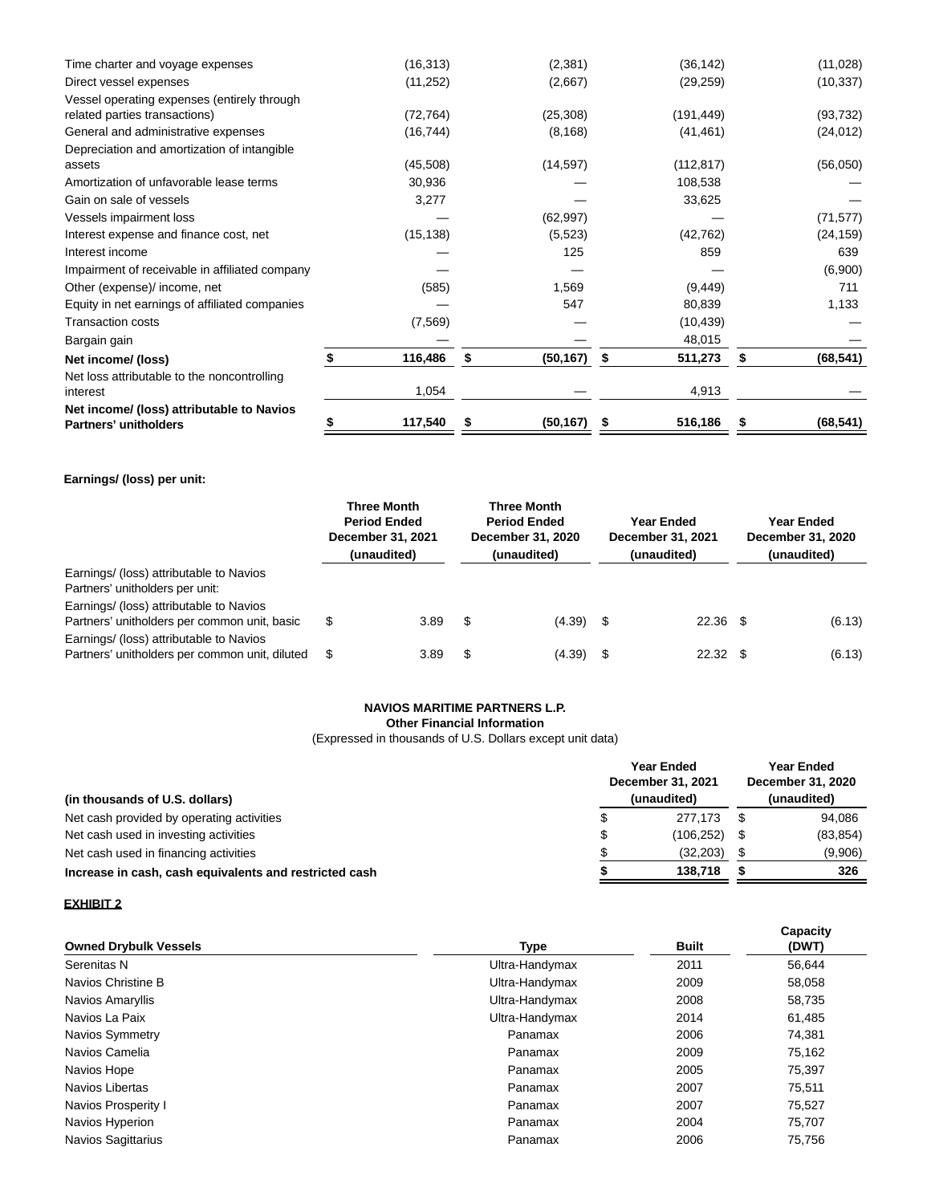| | | | | |
|---|---|---|---|---|
| Time charter and voyage expenses | (16,313) | (2,381) | (36,142) | (11,028) |
| Direct vessel expenses | (11,252) | (2,667) | (29,259) | (10,337) |
| Vessel operating expenses (entirely through related parties transactions) | (72,764) | (25,308) | (191,449) | (93,732) |
| General and administrative expenses | (16,744) | (8,168) | (41,461) | (24,012) |
| Depreciation and amortization of intangible assets | (45,508) | (14,597) | (112,817) | (56,050) |
| Amortization of unfavorable lease terms | 30,936 | — | 108,538 | — |
| Gain on sale of vessels | 3,277 | — | 33,625 | — |
| Vessels impairment loss | — | (62,997) | — | (71,577) |
| Interest expense and finance cost, net | (15,138) | (5,523) | (42,762) | (24,159) |
| Interest income | — | 125 | 859 | 639 |
| Impairment of receivable in affiliated company | — | — | — | (6,900) |
| Other (expense)/ income, net | (585) | 1,569 | (9,449) | 711 |
| Equity in net earnings of affiliated companies | — | 547 | 80,839 | 1,133 |
| Transaction costs | (7,569) | — | (10,439) | — |
| Bargain gain | — | — | 48,015 | — |
| **Net income/ (loss)** | **$ 116,486** | **$ (50,167)** | **$ 511,273** | **$ (68,541)** |
| Net loss attributable to the noncontrolling interest | 1,054 | — | 4,913 | — |
| **Net income/ (loss) attributable to Navios Partners' unitholders** | **$ 117,540** | **$ (50,167)** | **$ 516,186** | **$ (68,541)** |

**Earnings/ (loss) per unit:**

| | Three Month Period Ended December 31, 2021 (unaudited) | Three Month Period Ended December 31, 2020 (unaudited) | Year Ended December 31, 2021 (unaudited) | Year Ended December 31, 2020 (unaudited) |
|---|---|---|---|---|
| Earnings/ (loss) attributable to Navios Partners' unitholders per unit: | | | | |
| Earnings/ (loss) attributable to Navios Partners' unitholders per common unit, basic | $ 3.89 | $ (4.39) | $ 22.36 | $ (6.13) |
| Earnings/ (loss) attributable to Navios Partners' unitholders per common unit, diluted | $ 3.89 | $ (4.39) | $ 22.32 | $ (6.13) |

**NAVIOS MARITIME PARTNERS L.P.**
**Other Financial Information**
(Expressed in thousands of U.S. Dollars except unit data)

| (in thousands of U.S. dollars) | Year Ended December 31, 2021 (unaudited) | Year Ended December 31, 2020 (unaudited) |
|---|---|---|
| Net cash provided by operating activities | $ 277,173 | $ 94,086 |
| Net cash used in investing activities | $ (106,252) | $ (83,854) |
| Net cash used in financing activities | $ (32,203) | $ (9,906) |
| **Increase in cash, cash equivalents and restricted cash** | **$ 138,718** | **$ 326** |

**EXHIBIT 2**

| Owned Drybulk Vessels | Type | Built | Capacity (DWT) |
|---|---|---|---|
| Serenitas N | Ultra-Handymax | 2011 | 56,644 |
| Navios Christine B | Ultra-Handymax | 2009 | 58,058 |
| Navios Amaryllis | Ultra-Handymax | 2008 | 58,735 |
| Navios La Paix | Ultra-Handymax | 2014 | 61,485 |
| Navios Symmetry | Panamax | 2006 | 74,381 |
| Navios Camelia | Panamax | 2009 | 75,162 |
| Navios Hope | Panamax | 2005 | 75,397 |
| Navios Libertas | Panamax | 2007 | 75,511 |
| Navios Prosperity I | Panamax | 2007 | 75,527 |
| Navios Hyperion | Panamax | 2004 | 75,707 |
| Navios Sagittarius | Panamax | 2006 | 75,756 |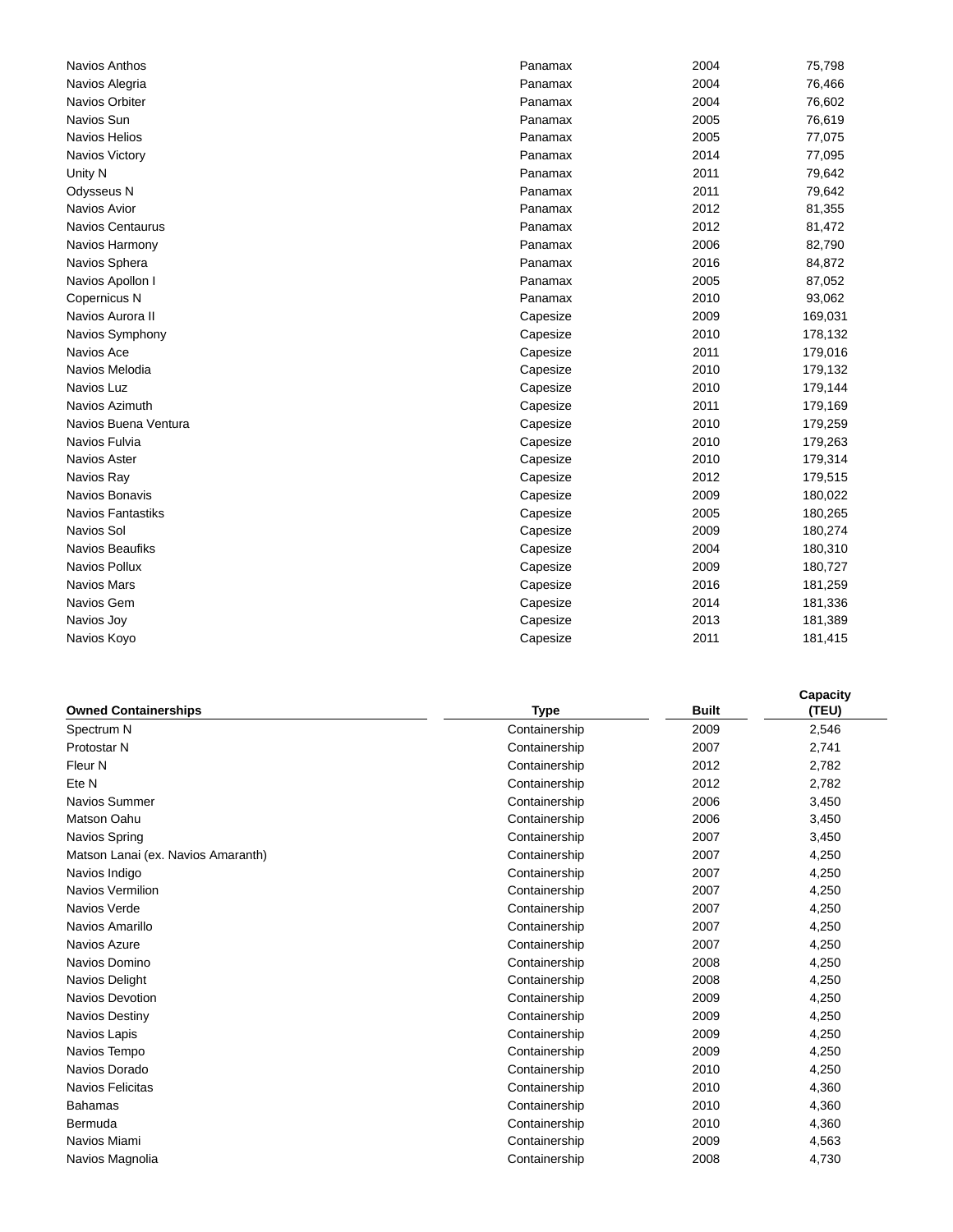| | | | |
|---|---|---|---|
| Navios Anthos | Panamax | 2004 | 75,798 |
| Navios Alegria | Panamax | 2004 | 76,466 |
| Navios Orbiter | Panamax | 2004 | 76,602 |
| Navios Sun | Panamax | 2005 | 76,619 |
| Navios Helios | Panamax | 2005 | 77,075 |
| Navios Victory | Panamax | 2014 | 77,095 |
| Unity N | Panamax | 2011 | 79,642 |
| Odysseus N | Panamax | 2011 | 79,642 |
| Navios Avior | Panamax | 2012 | 81,355 |
| Navios Centaurus | Panamax | 2012 | 81,472 |
| Navios Harmony | Panamax | 2006 | 82,790 |
| Navios Sphera | Panamax | 2016 | 84,872 |
| Navios Apollon I | Panamax | 2005 | 87,052 |
| Copernicus N | Panamax | 2010 | 93,062 |
| Navios Aurora II | Capesize | 2009 | 169,031 |
| Navios Symphony | Capesize | 2010 | 178,132 |
| Navios Ace | Capesize | 2011 | 179,016 |
| Navios Melodia | Capesize | 2010 | 179,132 |
| Navios Luz | Capesize | 2010 | 179,144 |
| Navios Azimuth | Capesize | 2011 | 179,169 |
| Navios Buena Ventura | Capesize | 2010 | 179,259 |
| Navios Fulvia | Capesize | 2010 | 179,263 |
| Navios Aster | Capesize | 2010 | 179,314 |
| Navios Ray | Capesize | 2012 | 179,515 |
| Navios Bonavis | Capesize | 2009 | 180,022 |
| Navios Fantastiks | Capesize | 2005 | 180,265 |
| Navios Sol | Capesize | 2009 | 180,274 |
| Navios Beaufiks | Capesize | 2004 | 180,310 |
| Navios Pollux | Capesize | 2009 | 180,727 |
| Navios Mars | Capesize | 2016 | 181,259 |
| Navios Gem | Capesize | 2014 | 181,336 |
| Navios Joy | Capesize | 2013 | 181,389 |
| Navios Koyo | Capesize | 2011 | 181,415 |

| **Owned Containerships** | **Type** | **Built** | **Capacity (TEU)** |
|---|---|---|---|
| Spectrum N | Containership | 2009 | 2,546 |
| Protostar N | Containership | 2007 | 2,741 |
| Fleur N | Containership | 2012 | 2,782 |
| Ete N | Containership | 2012 | 2,782 |
| Navios Summer | Containership | 2006 | 3,450 |
| Matson Oahu | Containership | 2006 | 3,450 |
| Navios Spring | Containership | 2007 | 3,450 |
| Matson Lanai (ex. Navios Amaranth) | Containership | 2007 | 4,250 |
| Navios Indigo | Containership | 2007 | 4,250 |
| Navios Vermilion | Containership | 2007 | 4,250 |
| Navios Verde | Containership | 2007 | 4,250 |
| Navios Amarillo | Containership | 2007 | 4,250 |
| Navios Azure | Containership | 2007 | 4,250 |
| Navios Domino | Containership | 2008 | 4,250 |
| Navios Delight | Containership | 2008 | 4,250 |
| Navios Devotion | Containership | 2009 | 4,250 |
| Navios Destiny | Containership | 2009 | 4,250 |
| Navios Lapis | Containership | 2009 | 4,250 |
| Navios Tempo | Containership | 2009 | 4,250 |
| Navios Dorado | Containership | 2010 | 4,250 |
| Navios Felicitas | Containership | 2010 | 4,360 |
| Bahamas | Containership | 2010 | 4,360 |
| Bermuda | Containership | 2010 | 4,360 |
| Navios Miami | Containership | 2009 | 4,563 |
| Navios Magnolia | Containership | 2008 | 4,730 |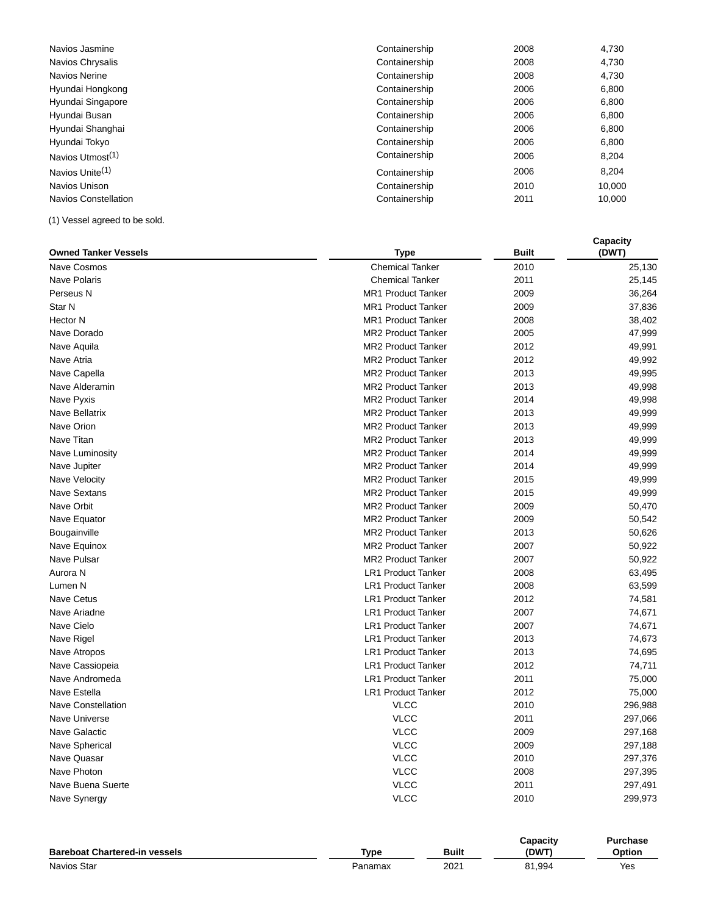| | | | |
|---|---|---|---|
| Navios Jasmine | Containership | 2008 | 4,730 |
| Navios Chrysalis | Containership | 2008 | 4,730 |
| Navios Nerine | Containership | 2008 | 4,730 |
| Hyundai Hongkong | Containership | 2006 | 6,800 |
| Hyundai Singapore | Containership | 2006 | 6,800 |
| Hyundai Busan | Containership | 2006 | 6,800 |
| Hyundai Shanghai | Containership | 2006 | 6,800 |
| Hyundai Tokyo | Containership | 2006 | 6,800 |
| Navios Utmost(1) | Containership | 2006 | 8,204 |
| Navios Unite(1) | Containership | 2006 | 8,204 |
| Navios Unison | Containership | 2010 | 10,000 |
| Navios Constellation | Containership | 2011 | 10,000 |

(1) Vessel agreed to be sold.

| Owned Tanker Vessels | Type | Built | Capacity (DWT) |
|---|---|---|---|
| Nave Cosmos | Chemical Tanker | 2010 | 25,130 |
| Nave Polaris | Chemical Tanker | 2011 | 25,145 |
| Perseus N | MR1 Product Tanker | 2009 | 36,264 |
| Star N | MR1 Product Tanker | 2009 | 37,836 |
| Hector N | MR1 Product Tanker | 2008 | 38,402 |
| Nave Dorado | MR2 Product Tanker | 2005 | 47,999 |
| Nave Aquila | MR2 Product Tanker | 2012 | 49,991 |
| Nave Atria | MR2 Product Tanker | 2012 | 49,992 |
| Nave Capella | MR2 Product Tanker | 2013 | 49,995 |
| Nave Alderamin | MR2 Product Tanker | 2013 | 49,998 |
| Nave Pyxis | MR2 Product Tanker | 2014 | 49,998 |
| Nave Bellatrix | MR2 Product Tanker | 2013 | 49,999 |
| Nave Orion | MR2 Product Tanker | 2013 | 49,999 |
| Nave Titan | MR2 Product Tanker | 2013 | 49,999 |
| Nave Luminosity | MR2 Product Tanker | 2014 | 49,999 |
| Nave Jupiter | MR2 Product Tanker | 2014 | 49,999 |
| Nave Velocity | MR2 Product Tanker | 2015 | 49,999 |
| Nave Sextans | MR2 Product Tanker | 2015 | 49,999 |
| Nave Orbit | MR2 Product Tanker | 2009 | 50,470 |
| Nave Equator | MR2 Product Tanker | 2009 | 50,542 |
| Bougainville | MR2 Product Tanker | 2013 | 50,626 |
| Nave Equinox | MR2 Product Tanker | 2007 | 50,922 |
| Nave Pulsar | MR2 Product Tanker | 2007 | 50,922 |
| Aurora N | LR1 Product Tanker | 2008 | 63,495 |
| Lumen N | LR1 Product Tanker | 2008 | 63,599 |
| Nave Cetus | LR1 Product Tanker | 2012 | 74,581 |
| Nave Ariadne | LR1 Product Tanker | 2007 | 74,671 |
| Nave Cielo | LR1 Product Tanker | 2007 | 74,671 |
| Nave Rigel | LR1 Product Tanker | 2013 | 74,673 |
| Nave Atropos | LR1 Product Tanker | 2013 | 74,695 |
| Nave Cassiopeia | LR1 Product Tanker | 2012 | 74,711 |
| Nave Andromeda | LR1 Product Tanker | 2011 | 75,000 |
| Nave Estella | LR1 Product Tanker | 2012 | 75,000 |
| Nave Constellation | VLCC | 2010 | 296,988 |
| Nave Universe | VLCC | 2011 | 297,066 |
| Nave Galactic | VLCC | 2009 | 297,168 |
| Nave Spherical | VLCC | 2009 | 297,188 |
| Nave Quasar | VLCC | 2010 | 297,376 |
| Nave Photon | VLCC | 2008 | 297,395 |
| Nave Buena Suerte | VLCC | 2011 | 297,491 |
| Nave Synergy | VLCC | 2010 | 299,973 |

| Bareboat Chartered-in vessels | Type | Built | Capacity (DWT) | Purchase Option |
|---|---|---|---|---|
| Navios Star | Panamax | 2021 | 81,994 | Yes |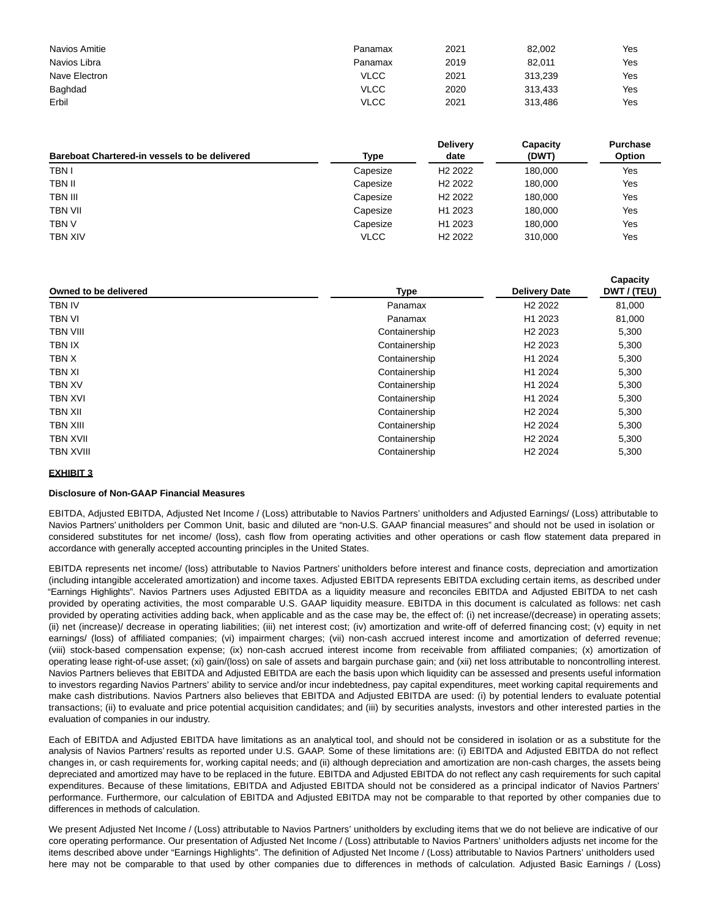| | | | | |
|---|---|---|---|---|
| Navios Amitie | Panamax | 2021 | 82,002 | Yes |
| Navios Libra | Panamax | 2019 | 82,011 | Yes |
| Nave Electron | VLCC | 2021 | 313,239 | Yes |
| Baghdad | VLCC | 2020 | 313,433 | Yes |
| Erbil | VLCC | 2021 | 313,486 | Yes |

| Bareboat Chartered-in vessels to be delivered | Type | Delivery date | Capacity (DWT) | Purchase Option |
|---|---|---|---|---|
| TBN I | Capesize | H2 2022 | 180,000 | Yes |
| TBN II | Capesize | H2 2022 | 180,000 | Yes |
| TBN III | Capesize | H2 2022 | 180,000 | Yes |
| TBN VII | Capesize | H1 2023 | 180,000 | Yes |
| TBN V | Capesize | H1 2023 | 180,000 | Yes |
| TBN XIV | VLCC | H2 2022 | 310,000 | Yes |

| Owned to be delivered | Type | Delivery Date | Capacity DWT / (TEU) |
|---|---|---|---|
| TBN IV | Panamax | H2 2022 | 81,000 |
| TBN VI | Panamax | H1 2023 | 81,000 |
| TBN VIII | Containership | H2 2023 | 5,300 |
| TBN IX | Containership | H2 2023 | 5,300 |
| TBN X | Containership | H1 2024 | 5,300 |
| TBN XI | Containership | H1 2024 | 5,300 |
| TBN XV | Containership | H1 2024 | 5,300 |
| TBN XVI | Containership | H1 2024 | 5,300 |
| TBN XII | Containership | H2 2024 | 5,300 |
| TBN XIII | Containership | H2 2024 | 5,300 |
| TBN XVII | Containership | H2 2024 | 5,300 |
| TBN XVIII | Containership | H2 2024 | 5,300 |

**EXHIBIT 3**

**Disclosure of Non-GAAP Financial Measures**

EBITDA, Adjusted EBITDA, Adjusted Net Income / (Loss) attributable to Navios Partners' unitholders and Adjusted Earnings/ (Loss) attributable to Navios Partners' unitholders per Common Unit, basic and diluted are "non-U.S. GAAP financial measures" and should not be used in isolation or considered substitutes for net income/ (loss), cash flow from operating activities and other operations or cash flow statement data prepared in accordance with generally accepted accounting principles in the United States.

EBITDA represents net income/ (loss) attributable to Navios Partners' unitholders before interest and finance costs, depreciation and amortization (including intangible accelerated amortization) and income taxes. Adjusted EBITDA represents EBITDA excluding certain items, as described under "Earnings Highlights". Navios Partners uses Adjusted EBITDA as a liquidity measure and reconciles EBITDA and Adjusted EBITDA to net cash provided by operating activities, the most comparable U.S. GAAP liquidity measure. EBITDA in this document is calculated as follows: net cash provided by operating activities adding back, when applicable and as the case may be, the effect of: (i) net increase/(decrease) in operating assets; (ii) net (increase)/ decrease in operating liabilities; (iii) net interest cost; (iv) amortization and write-off of deferred financing cost; (v) equity in net earnings/ (loss) of affiliated companies; (vi) impairment charges; (vii) non-cash accrued interest income and amortization of deferred revenue; (viii) stock-based compensation expense; (ix) non-cash accrued interest income from receivable from affiliated companies; (x) amortization of operating lease right-of-use asset; (xi) gain/(loss) on sale of assets and bargain purchase gain; and (xii) net loss attributable to noncontrolling interest. Navios Partners believes that EBITDA and Adjusted EBITDA are each the basis upon which liquidity can be assessed and presents useful information to investors regarding Navios Partners' ability to service and/or incur indebtedness, pay capital expenditures, meet working capital requirements and make cash distributions. Navios Partners also believes that EBITDA and Adjusted EBITDA are used: (i) by potential lenders to evaluate potential transactions; (ii) to evaluate and price potential acquisition candidates; and (iii) by securities analysts, investors and other interested parties in the evaluation of companies in our industry.

Each of EBITDA and Adjusted EBITDA have limitations as an analytical tool, and should not be considered in isolation or as a substitute for the analysis of Navios Partners' results as reported under U.S. GAAP. Some of these limitations are: (i) EBITDA and Adjusted EBITDA do not reflect changes in, or cash requirements for, working capital needs; and (ii) although depreciation and amortization are non-cash charges, the assets being depreciated and amortized may have to be replaced in the future. EBITDA and Adjusted EBITDA do not reflect any cash requirements for such capital expenditures. Because of these limitations, EBITDA and Adjusted EBITDA should not be considered as a principal indicator of Navios Partners' performance. Furthermore, our calculation of EBITDA and Adjusted EBITDA may not be comparable to that reported by other companies due to differences in methods of calculation.

We present Adjusted Net Income / (Loss) attributable to Navios Partners' unitholders by excluding items that we do not believe are indicative of our core operating performance. Our presentation of Adjusted Net Income / (Loss) attributable to Navios Partners' unitholders adjusts net income for the items described above under "Earnings Highlights". The definition of Adjusted Net Income / (Loss) attributable to Navios Partners' unitholders used here may not be comparable to that used by other companies due to differences in methods of calculation. Adjusted Basic Earnings / (Loss)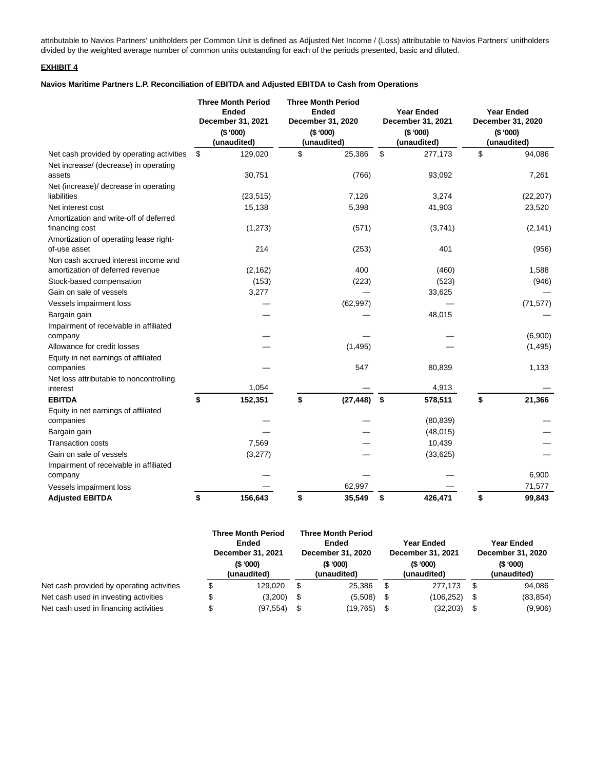attributable to Navios Partners' unitholders per Common Unit is defined as Adjusted Net Income / (Loss) attributable to Navios Partners' unitholders divided by the weighted average number of common units outstanding for each of the periods presented, basic and diluted.

**EXHIBIT 4**

**Navios Maritime Partners L.P. Reconciliation of EBITDA and Adjusted EBITDA to Cash from Operations**

| | Three Month Period Ended December 31, 2021 ($ '000) (unaudited) | Three Month Period Ended December 31, 2020 ($ '000) (unaudited) | Year Ended December 31, 2021 ($ '000) (unaudited) | Year Ended December 31, 2020 ($ '000) (unaudited) |
|---|---|---|---|---|
| Net cash provided by operating activities | $ 129,020 | $ 25,386 | $ 277,173 | $ 94,086 |
| Net increase/ (decrease) in operating assets | 30,751 | (766) | 93,092 | 7,261 |
| Net (increase)/ decrease in operating liabilities | (23,515) | 7,126 | 3,274 | (22,207) |
| Net interest cost | 15,138 | 5,398 | 41,903 | 23,520 |
| Amortization and write-off of deferred financing cost | (1,273) | (571) | (3,741) | (2,141) |
| Amortization of operating lease right-of-use asset | 214 | (253) | 401 | (956) |
| Non cash accrued interest income and amortization of deferred revenue | (2,162) | 400 | (460) | 1,588 |
| Stock-based compensation | (153) | (223) | (523) | (946) |
| Gain on sale of vessels | 3,277 | — | 33,625 | — |
| Vessels impairment loss | — | (62,997) | — | (71,577) |
| Bargain gain | — | — | 48,015 | — |
| Impairment of receivable in affiliated company | — | — | — | (6,900) |
| Allowance for credit losses | — | (1,495) | — | (1,495) |
| Equity in net earnings of affiliated companies | — | 547 | 80,839 | 1,133 |
| Net loss attributable to noncontrolling interest | 1,054 | — | 4,913 | — |
| **EBITDA** | **$ 152,351** | **$ (27,448)** | **$ 578,511** | **$ 21,366** |
| Equity in net earnings of affiliated companies | — | — | (80,839) | — |
| Bargain gain | — | — | (48,015) | — |
| Transaction costs | 7,569 | — | 10,439 | — |
| Gain on sale of vessels | (3,277) | — | (33,625) | — |
| Impairment of receivable in affiliated company | — | — | — | 6,900 |
| Vessels impairment loss | — | 62,997 | — | 71,577 |
| **Adjusted EBITDA** | **$ 156,643** | **$ 35,549** | **$ 426,471** | **$ 99,843** |

| | Three Month Period Ended December 31, 2021 ($ '000) (unaudited) | Three Month Period Ended December 31, 2020 ($ '000) (unaudited) | Year Ended December 31, 2021 ($ '000) (unaudited) | Year Ended December 31, 2020 ($ '000) (unaudited) |
|---|---|---|---|---|
| Net cash provided by operating activities | $ 129,020 | $ 25,386 | $ 277,173 | $ 94,086 |
| Net cash used in investing activities | $ (3,200) | $ (5,508) | $ (106,252) | $ (83,854) |
| Net cash used in financing activities | $ (97,554) | $ (19,765) | $ (32,203) | $ (9,906) |